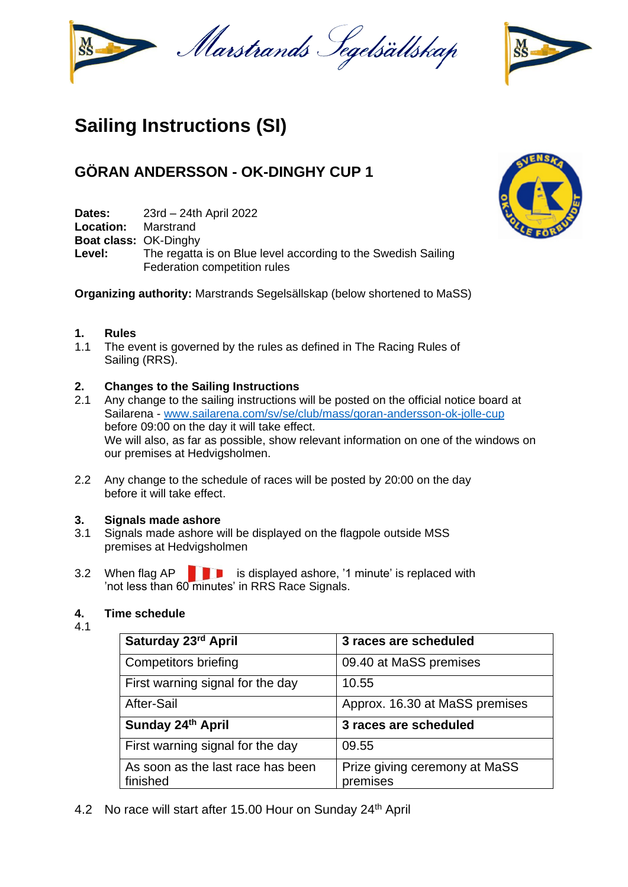Marstrands Segelsällskap

# Sailing Instructions (SI)

## GÖRAN ANDERSSON - OK-DINGHY CUP 1

**Dates:** 23rd – 24th April 2022
**Location:** Marstrand
**Boat class:** OK-Dinghy
**Level:** The regatta is on Blue level according to the Swedish Sailing Federation competition rules

**Organizing authority:** Marstrands Segelsällskap (below shortened to MaSS)

### 1. Rules

1.1 The event is governed by the rules as defined in The Racing Rules of Sailing (RRS).

### 2. Changes to the Sailing Instructions

2.1 Any change to the sailing instructions will be posted on the official notice board at Sailarena - [www.sailarena.com/sv/se/club/mass/goran-andersson-ok-jolle-cup](www.sailarena.com/sv/se/club/mass/goran-andersson-ok-jolle-cup) before 09:00 on the day it will take effect.
We will also, as far as possible, show relevant information on one of the windows on our premises at Hedvigsholmen.

2.2 Any change to the schedule of races will be posted by 20:00 on the day before it will take effect.

### 3. Signals made ashore

3.1 Signals made ashore will be displayed on the flagpole outside MSS premises at Hedvigsholmen

3.2 When flag AP is displayed ashore, '1 minute' is replaced with 'not less than 60 minutes' in RRS Race Signals.

### 4. Time schedule

4.1

| **Saturday 23rd April** | **3 races are scheduled** |
|---|---|
| Competitors briefing | 09.40 at MaSS premises |
| First warning signal for the day | 10.55 |
| After-Sail | Approx. 16.30 at MaSS premises |
| **Sunday 24th April** | **3 races are scheduled** |
| First warning signal for the day | 09.55 |
| As soon as the last race has been finished | Prize giving ceremony at MaSS premises |

4.2 No race will start after 15.00 Hour on Sunday 24th April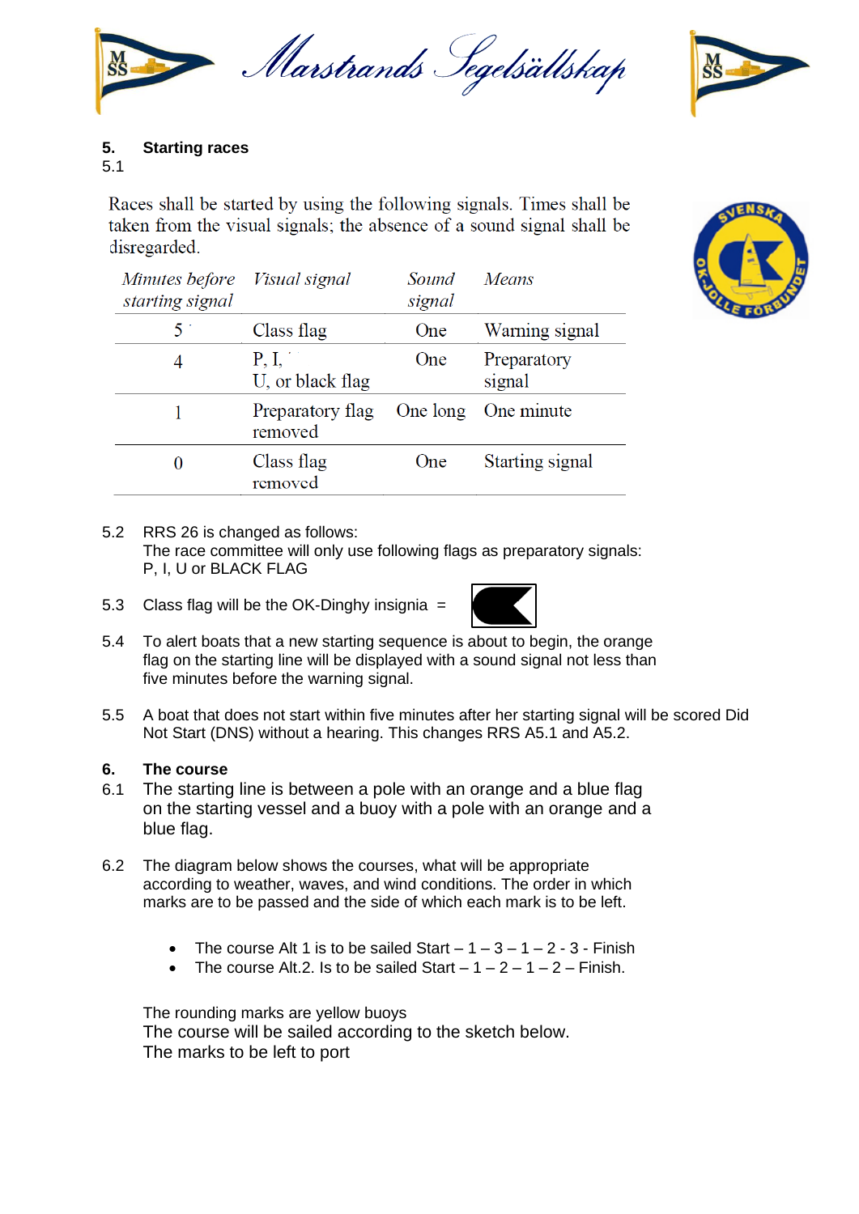## 5. Starting races

5.1

Races shall be started by using the following signals. Times shall be taken from the visual signals; the absence of a sound signal shall be disregarded.

| *Minutes before starting signal* | *Visual signal* | *Sound signal* | *Means* |
|---|---|---|---|
| 5 | Class flag | One | Warning signal |
| 4 | P, I, U, or black flag | One | Preparatory signal |
| 1 | Preparatory flag removed | One long | One minute |
| 0 | Class flag removed | One | Starting signal |

5.2 RRS 26 is changed as follows:
The race committee will only use following flags as preparatory signals:
P, I, U or BLACK FLAG

5.3 Class flag will be the OK-Dinghy insignia =

5.4 To alert boats that a new starting sequence is about to begin, the orange flag on the starting line will be displayed with a sound signal not less than five minutes before the warning signal.

5.5 A boat that does not start within five minutes after her starting signal will be scored Did Not Start (DNS) without a hearing. This changes RRS A5.1 and A5.2.

## 6. The course

6.1 The starting line is between a pole with an orange and a blue flag on the starting vessel and a buoy with a pole with an orange and a blue flag.

6.2 The diagram below shows the courses, what will be appropriate according to weather, waves, and wind conditions. The order in which marks are to be passed and the side of which each mark is to be left.

- The course Alt 1 is to be sailed Start – 1 – 3 – 1 – 2 - 3 - Finish
- The course Alt.2. Is to be sailed Start – 1 – 2 – 1 – 2 – Finish.

The rounding marks are yellow buoys
The course will be sailed according to the sketch below.
The marks to be left to port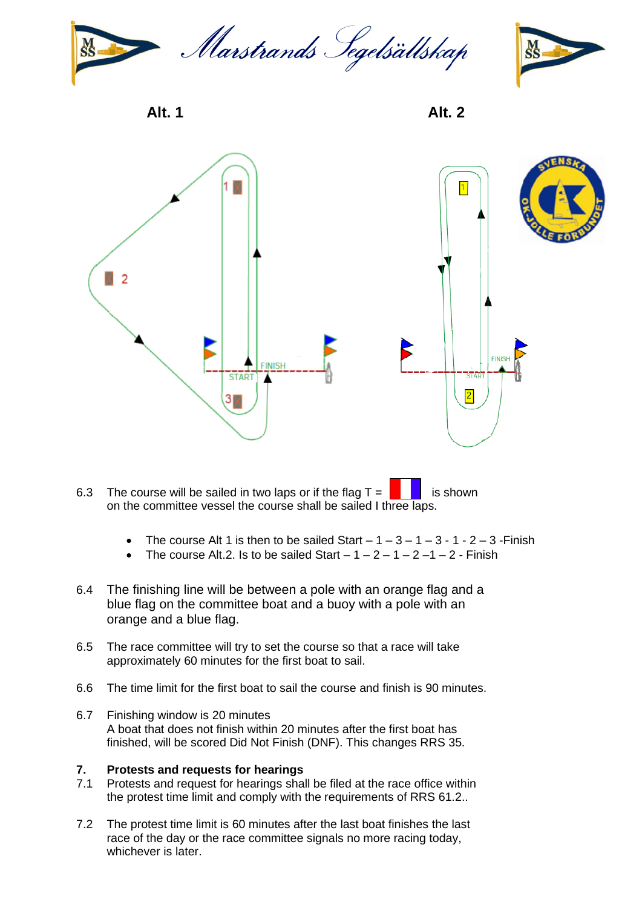Alt. 1

Alt. 2

6.3 The course will be sailed in two laps or if the flag T = is shown on the committee vessel the course shall be sailed I three laps.

- The course Alt 1 is then to be sailed Start – 1 – 3 – 1 – 3 - 1 - 2 – 3 -Finish
- The course Alt.2. Is to be sailed Start – 1 – 2 – 1 – 2 –1 – 2 - Finish

6.4 The finishing line will be between a pole with an orange flag and a blue flag on the committee boat and a buoy with a pole with an orange and a blue flag.

6.5 The race committee will try to set the course so that a race will take approximately 60 minutes for the first boat to sail.

6.6 The time limit for the first boat to sail the course and finish is 90 minutes.

6.7 Finishing window is 20 minutes
A boat that does not finish within 20 minutes after the first boat has finished, will be scored Did Not Finish (DNF). This changes RRS 35.

**7. Protests and requests for hearings**

7.1 Protests and request for hearings shall be filed at the race office within the protest time limit and comply with the requirements of RRS 61.2..

7.2 The protest time limit is 60 minutes after the last boat finishes the last race of the day or the race committee signals no more racing today, whichever is later.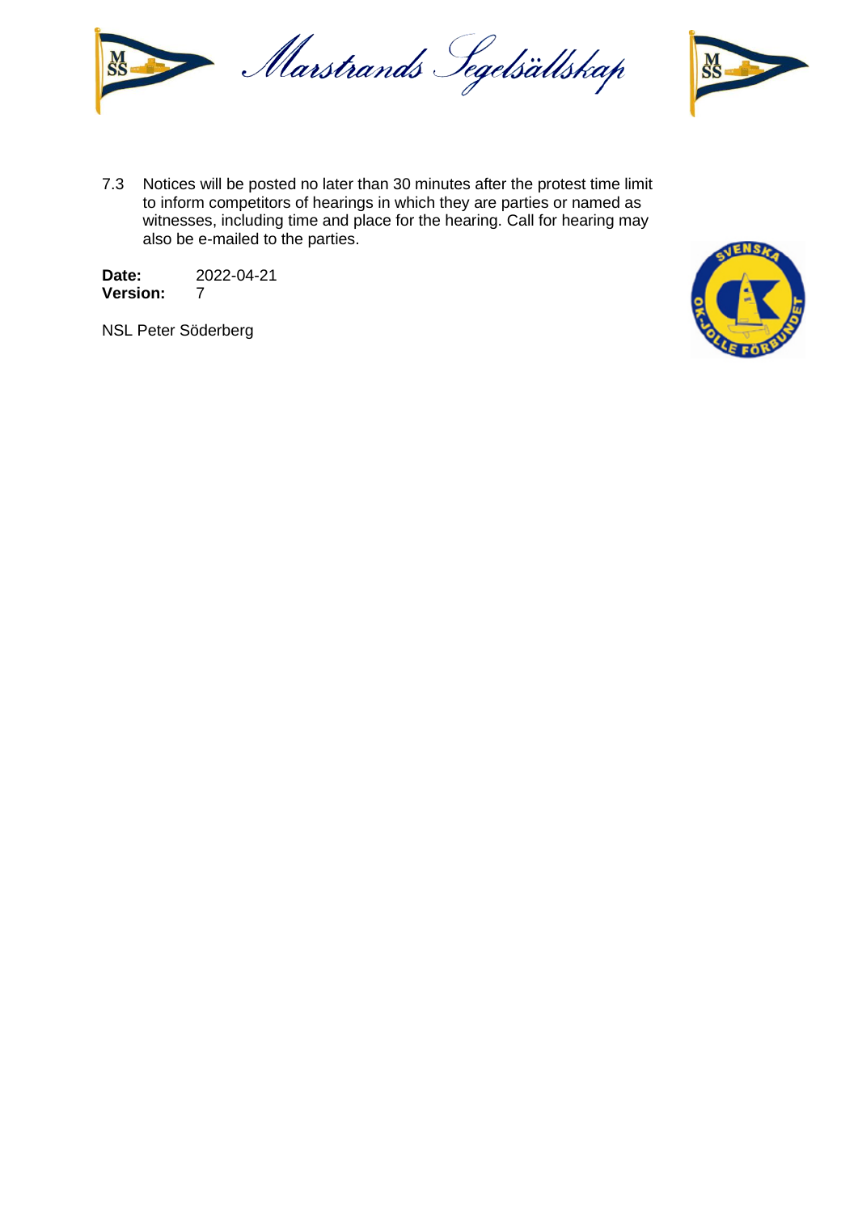7.3 Notices will be posted no later than 30 minutes after the protest time limit to inform competitors of hearings in which they are parties or named as witnesses, including time and place for the hearing. Call for hearing may also be e-mailed to the parties.

**Date:** 2022-04-21
**Version:** 7

NSL Peter Söderberg